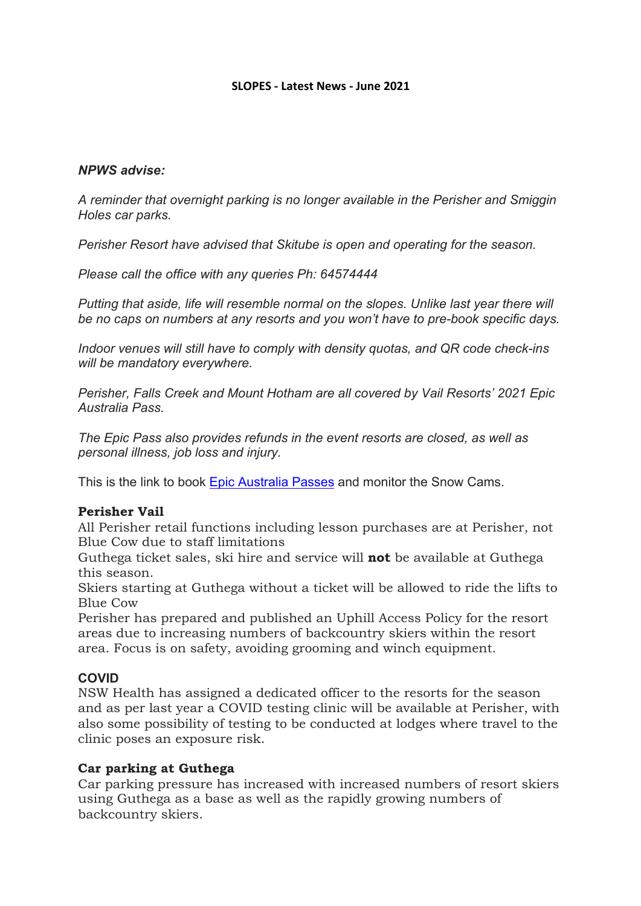# SLOPES - Latest News - June 2021

***NPWS advise:***

*A reminder that overnight parking is no longer available in the Perisher and Smiggin Holes car parks.*

*Perisher Resort have advised that Skitube is open and operating for the season.*

*Please call the office with any queries Ph: 64574444*

*Putting that aside, life will resemble normal on the slopes. Unlike last year there will be no caps on numbers at any resorts and you won't have to pre-book specific days.*

*Indoor venues will still have to comply with density quotas, and QR code check-ins will be mandatory everywhere.*

*Perisher, Falls Creek and Mount Hotham are all covered by Vail Resorts' 2021 Epic Australia Pass.*

*The Epic Pass also provides refunds in the event resorts are closed, as well as personal illness, job loss and injury.*

This is the link to book Epic Australia Passes and monitor the Snow Cams.

**Perisher Vail**

All Perisher retail functions including lesson purchases are at Perisher, not Blue Cow due to staff limitations

Guthega ticket sales, ski hire and service will **not** be available at Guthega this season.

Skiers starting at Guthega without a ticket will be allowed to ride the lifts to Blue Cow

Perisher has prepared and published an Uphill Access Policy for the resort areas due to increasing numbers of backcountry skiers within the resort area. Focus is on safety, avoiding grooming and winch equipment.

**COVID**

NSW Health has assigned a dedicated officer to the resorts for the season and as per last year a COVID testing clinic will be available at Perisher, with also some possibility of testing to be conducted at lodges where travel to the clinic poses an exposure risk.

**Car parking at Guthega**

Car parking pressure has increased with increased numbers of resort skiers using Guthega as a base as well as the rapidly growing numbers of backcountry skiers.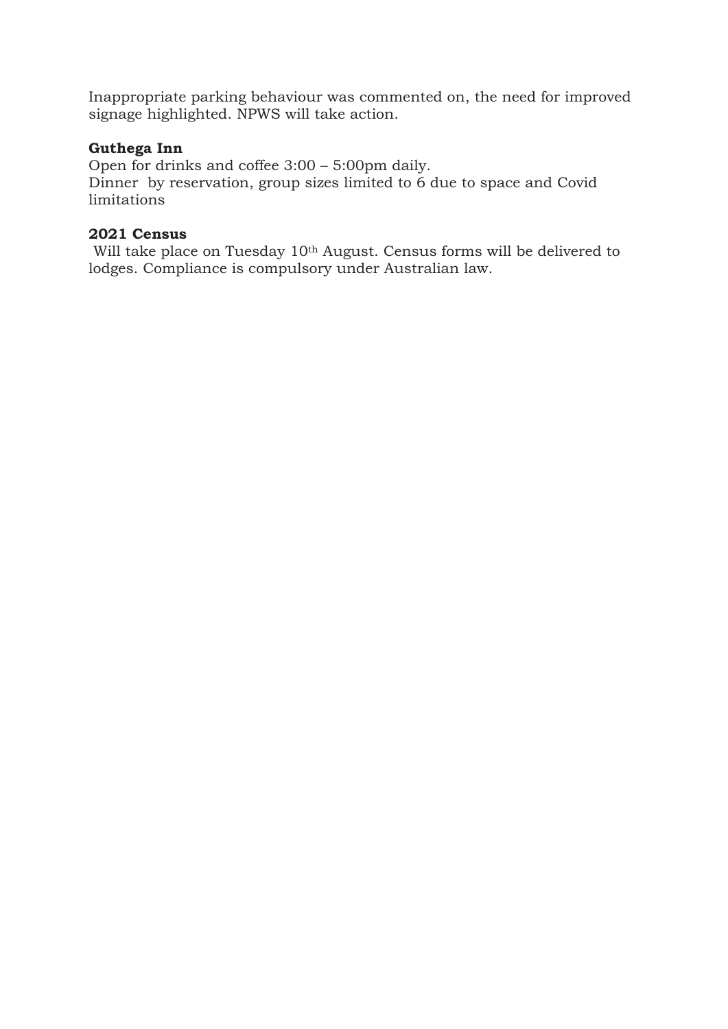Inappropriate parking behaviour was commented on, the need for improved signage highlighted. NPWS will take action.

**Guthega Inn**

Open for drinks and coffee 3:00 – 5:00pm daily.
Dinner by reservation, group sizes limited to 6 due to space and Covid limitations

**2021 Census**

Will take place on Tuesday 10th August. Census forms will be delivered to lodges. Compliance is compulsory under Australian law.